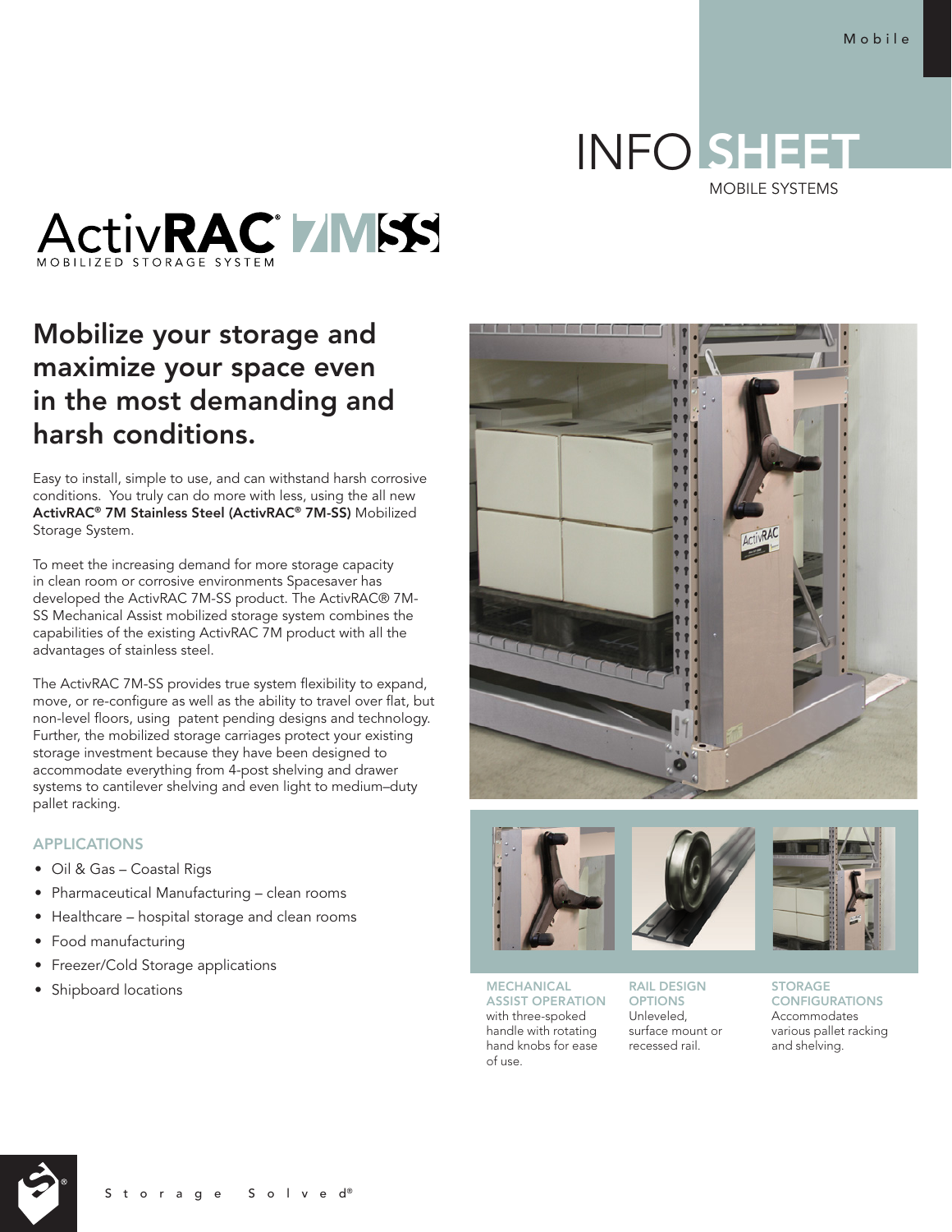# INFO SHEET

MOBILE SYSTEMS

**ActivRAC® 7MSS**

MOBILIZED STORAGE SYSTEM

## Mobilize your storage and maximize your space even in the most demanding and harsh conditions.

Easy to install, simple to use, and can withstand harsh corrosive conditions. You truly can do more with less, using the all new **ActivRAC® 7M Stainless Steel (ActivRAC® 7M-SS)** Mobilized Storage System.

To meet the increasing demand for more storage capacity in clean room or corrosive environments Spacesaver has developed the ActivRAC 7M-SS product. The ActivRAC® 7M-SS Mechanical Assist mobilized storage system combines the capabilities of the existing ActivRAC 7M product with all the advantages of stainless steel.

The ActivRAC 7M-SS provides true system flexibility to expand, move, or re-configure as well as the ability to travel over flat, but non-level floors, using patent pending designs and technology. Further, the mobilized storage carriages protect your existing storage investment because they have been designed to accommodate everything from 4-post shelving and drawer systems to cantilever shelving and even light to medium–duty pallet racking.

### APPLICATIONS

- Oil & Gas – Coastal Rigs
- Pharmaceutical Manufacturing – clean rooms
- Healthcare – hospital storage and clean rooms
- Food manufacturing
- Freezer/Cold Storage applications
- Shipboard locations

**MECHANICAL ASSIST OPERATION** with three-spoked handle with rotating hand knobs for ease of use.

**RAIL DESIGN OPTIONS** Unleveled, surface mount or recessed rail.

**STORAGE CONFIGURATIONS** Accommodates various pallet racking and shelving.

Storage Solved®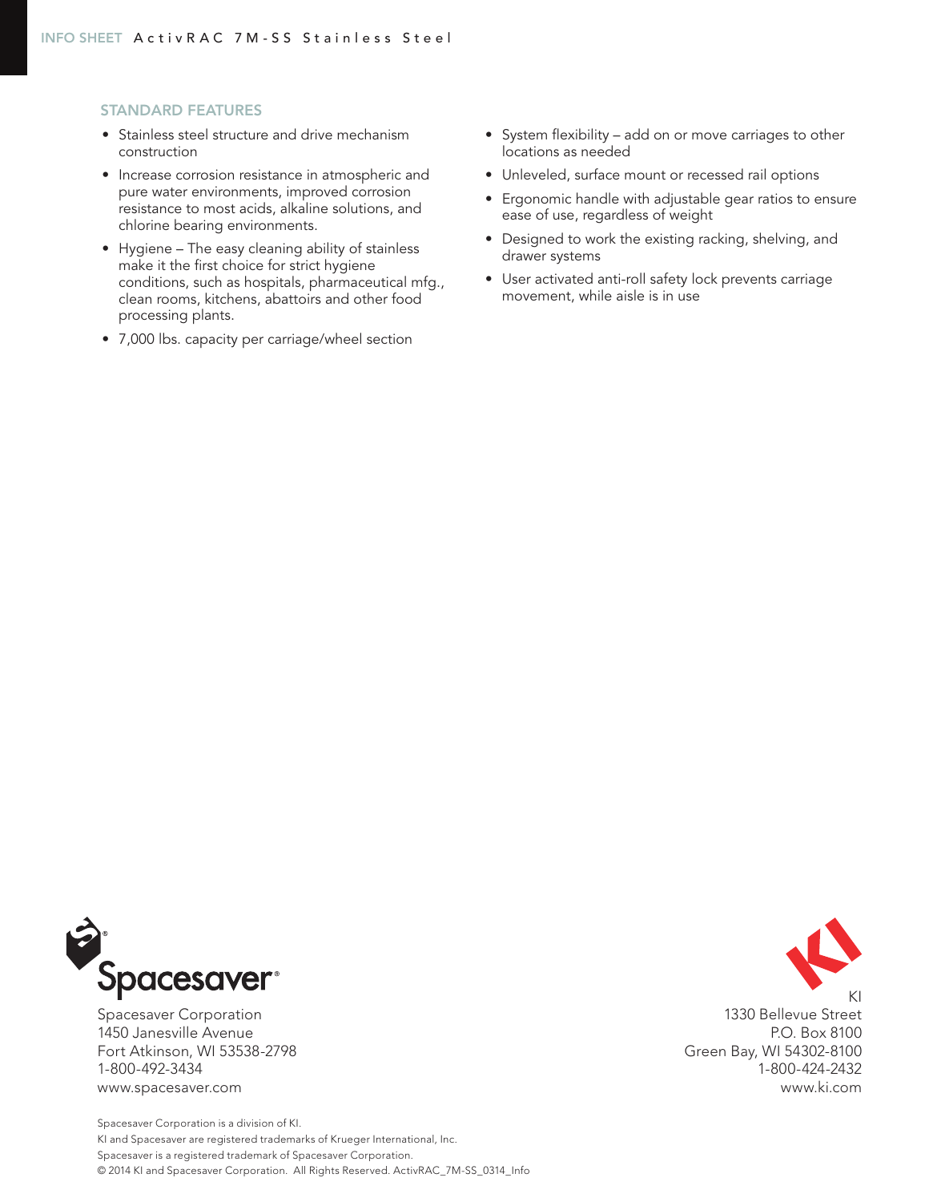## STANDARD FEATURES

- Stainless steel structure and drive mechanism construction
- Increase corrosion resistance in atmospheric and pure water environments, improved corrosion resistance to most acids, alkaline solutions, and chlorine bearing environments.
- Hygiene – The easy cleaning ability of stainless make it the first choice for strict hygiene conditions, such as hospitals, pharmaceutical mfg., clean rooms, kitchens, abattoirs and other food processing plants.
- 7,000 lbs. capacity per carriage/wheel section
- System flexibility – add on or move carriages to other locations as needed
- Unleveled, surface mount or recessed rail options
- Ergonomic handle with adjustable gear ratios to ensure ease of use, regardless of weight
- Designed to work the existing racking, shelving, and drawer systems
- User activated anti-roll safety lock prevents carriage movement, while aisle is in use

Spacesaver Corporation
1450 Janesville Avenue
Fort Atkinson, WI 53538-2798
1-800-492-3434
www.spacesaver.com

KI
1330 Bellevue Street
P.O. Box 8100
Green Bay, WI 54302-8100
1-800-424-2432
www.ki.com

Spacesaver Corporation is a division of KI.
KI and Spacesaver are registered trademarks of Krueger International, Inc.
Spacesaver is a registered trademark of Spacesaver Corporation.
© 2014 KI and Spacesaver Corporation. All Rights Reserved. ActivRAC_7M-SS_0314_Info